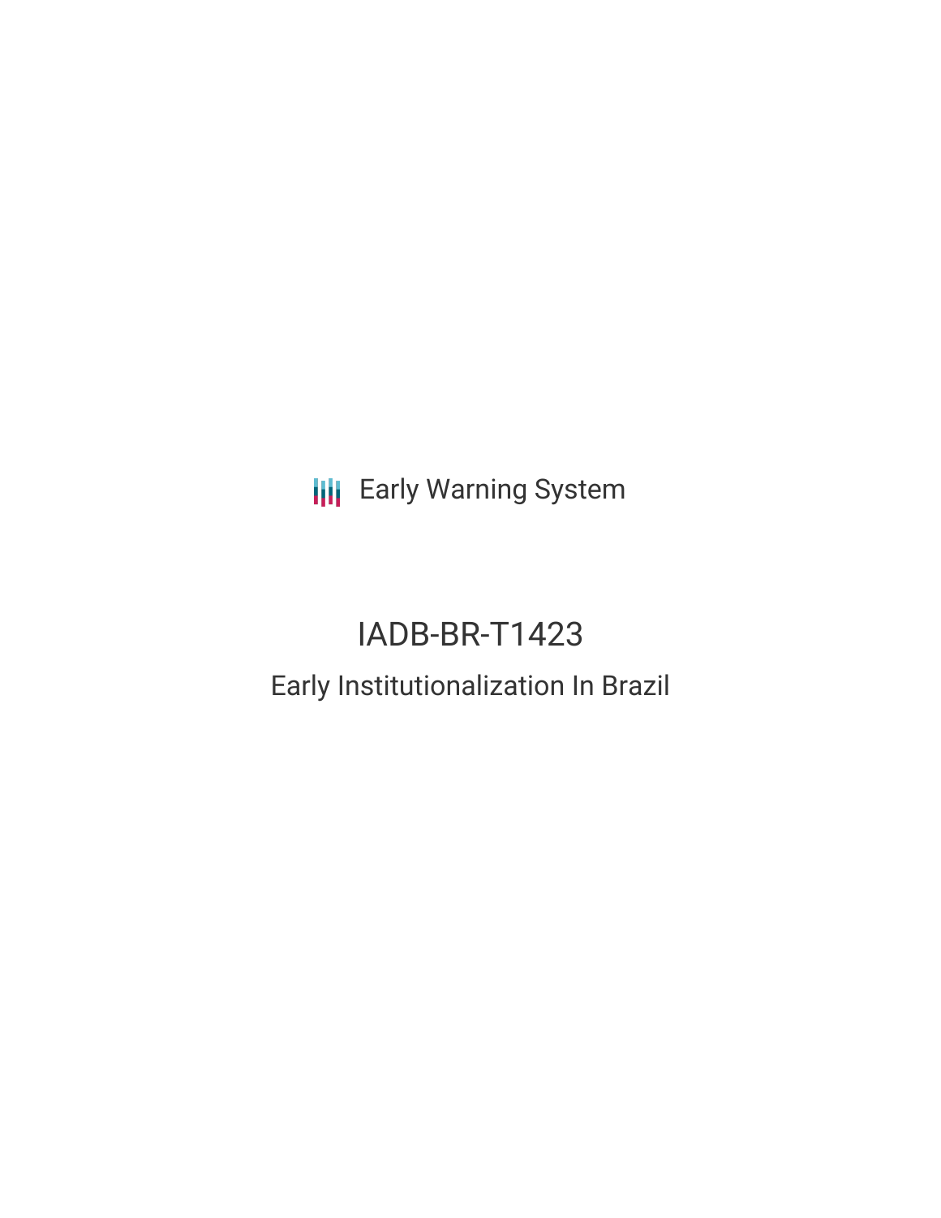Early Warning System

# IADB-BR-T1423

## Early Institutionalization In Brazil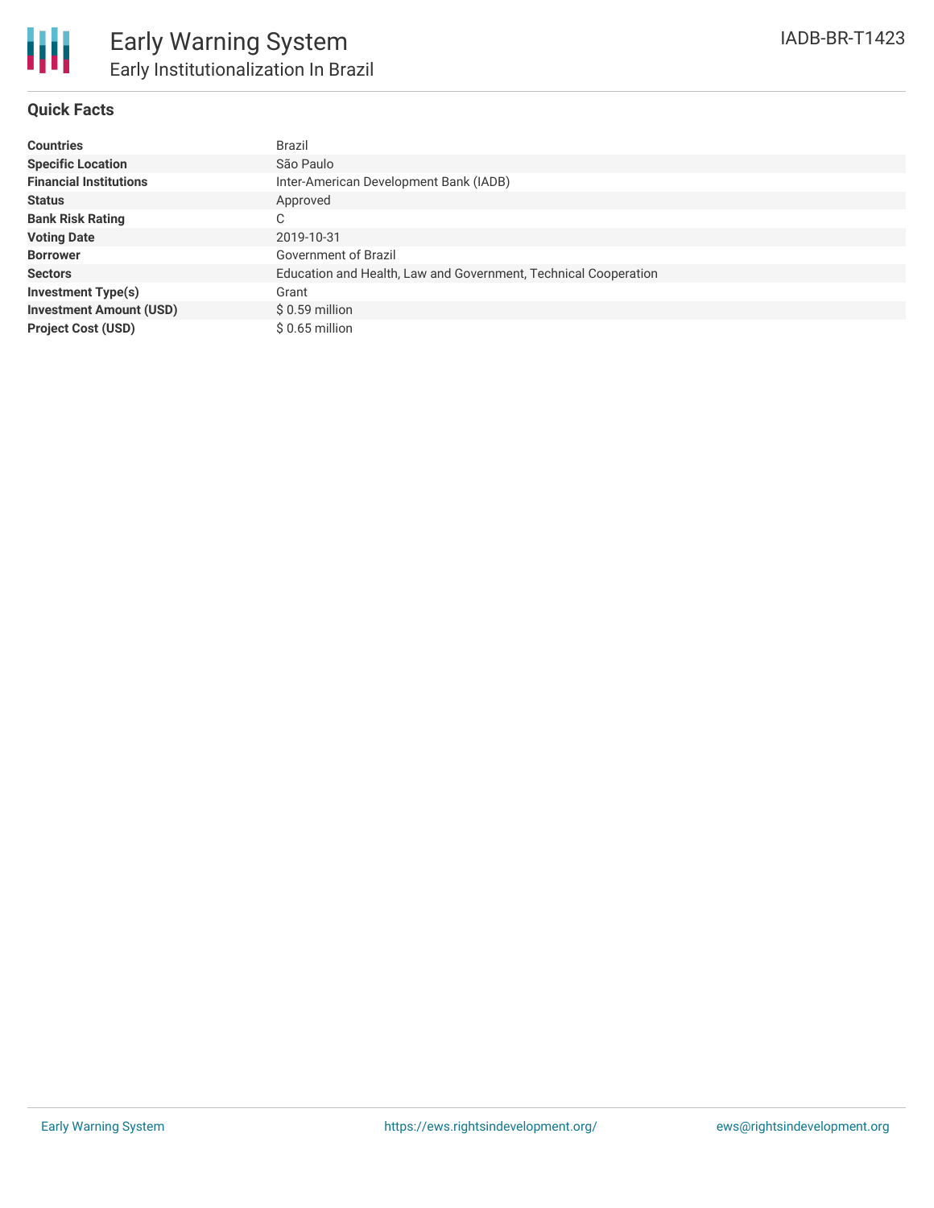# Early Warning System

## Early Institutionalization In Brazil

IADB-BR-T1423

### Quick Facts

| | |
|---|---|
| **Countries** | Brazil |
| **Specific Location** | São Paulo |
| **Financial Institutions** | Inter-American Development Bank (IADB) |
| **Status** | Approved |
| **Bank Risk Rating** | C |
| **Voting Date** | 2019-10-31 |
| **Borrower** | Government of Brazil |
| **Sectors** | Education and Health, Law and Government, Technical Cooperation |
| **Investment Type(s)** | Grant |
| **Investment Amount (USD)** | $ 0.59 million |
| **Project Cost (USD)** | $ 0.65 million |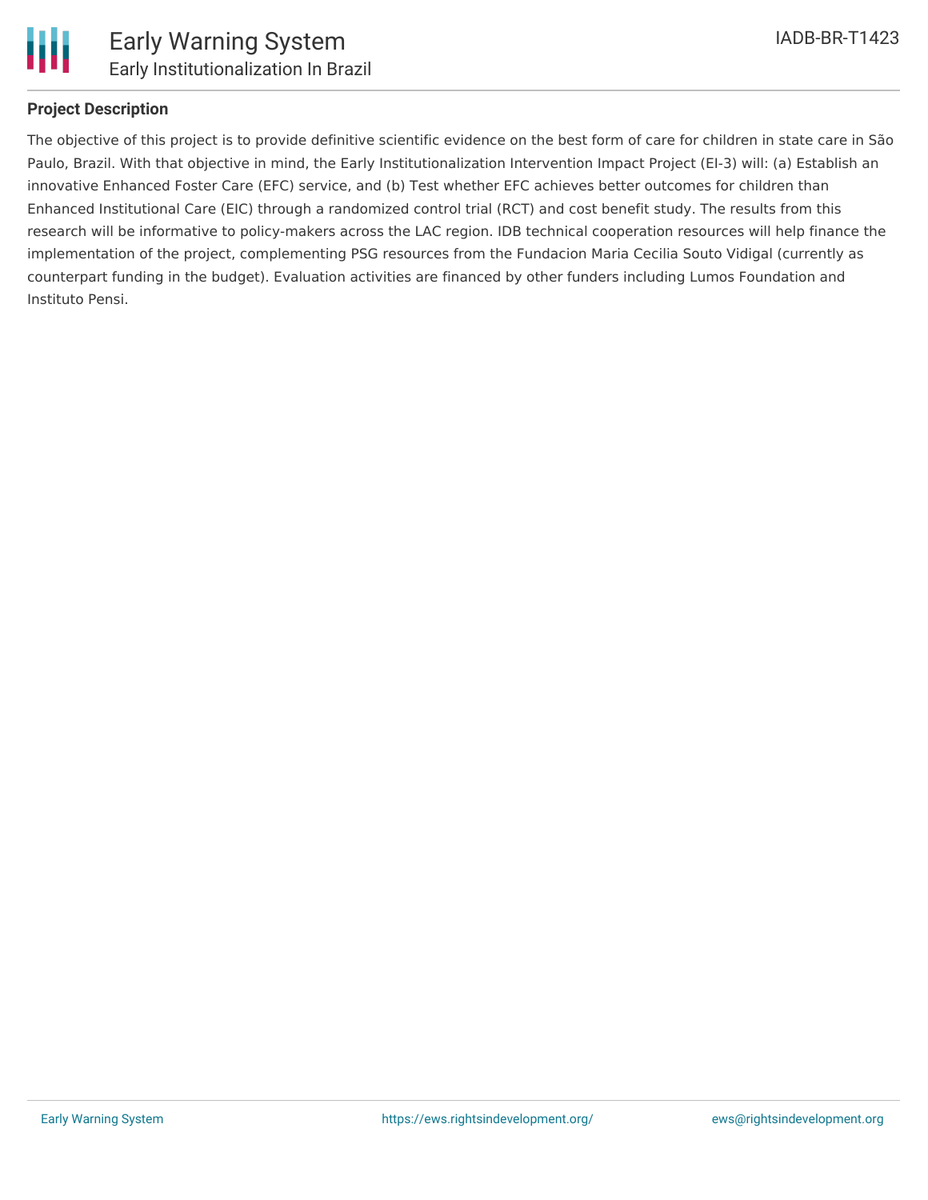## Project Description

The objective of this project is to provide definitive scientific evidence on the best form of care for children in state care in São Paulo, Brazil. With that objective in mind, the Early Institutionalization Intervention Impact Project (EI-3) will: (a) Establish an innovative Enhanced Foster Care (EFC) service, and (b) Test whether EFC achieves better outcomes for children than Enhanced Institutional Care (EIC) through a randomized control trial (RCT) and cost benefit study. The results from this research will be informative to policy-makers across the LAC region. IDB technical cooperation resources will help finance the implementation of the project, complementing PSG resources from the Fundacion Maria Cecilia Souto Vidigal (currently as counterpart funding in the budget). Evaluation activities are financed by other funders including Lumos Foundation and Instituto Pensi.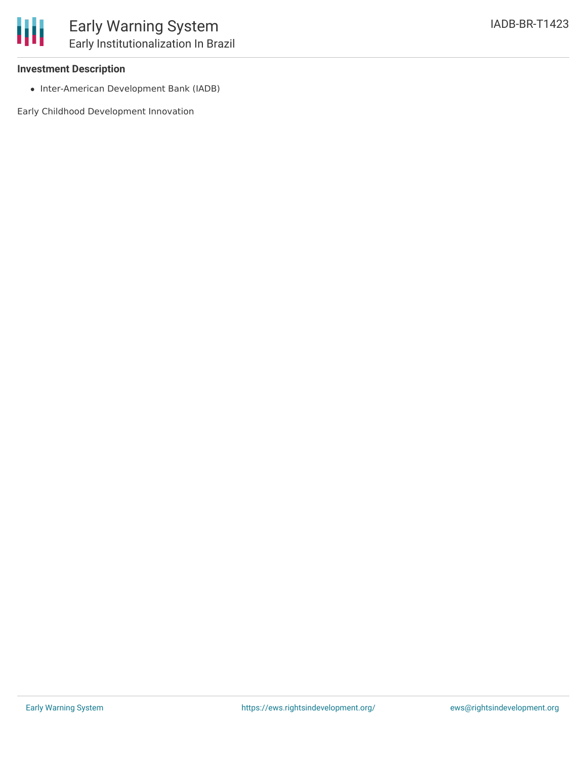**Investment Description**

- Inter-American Development Bank (IADB)

Early Childhood Development Innovation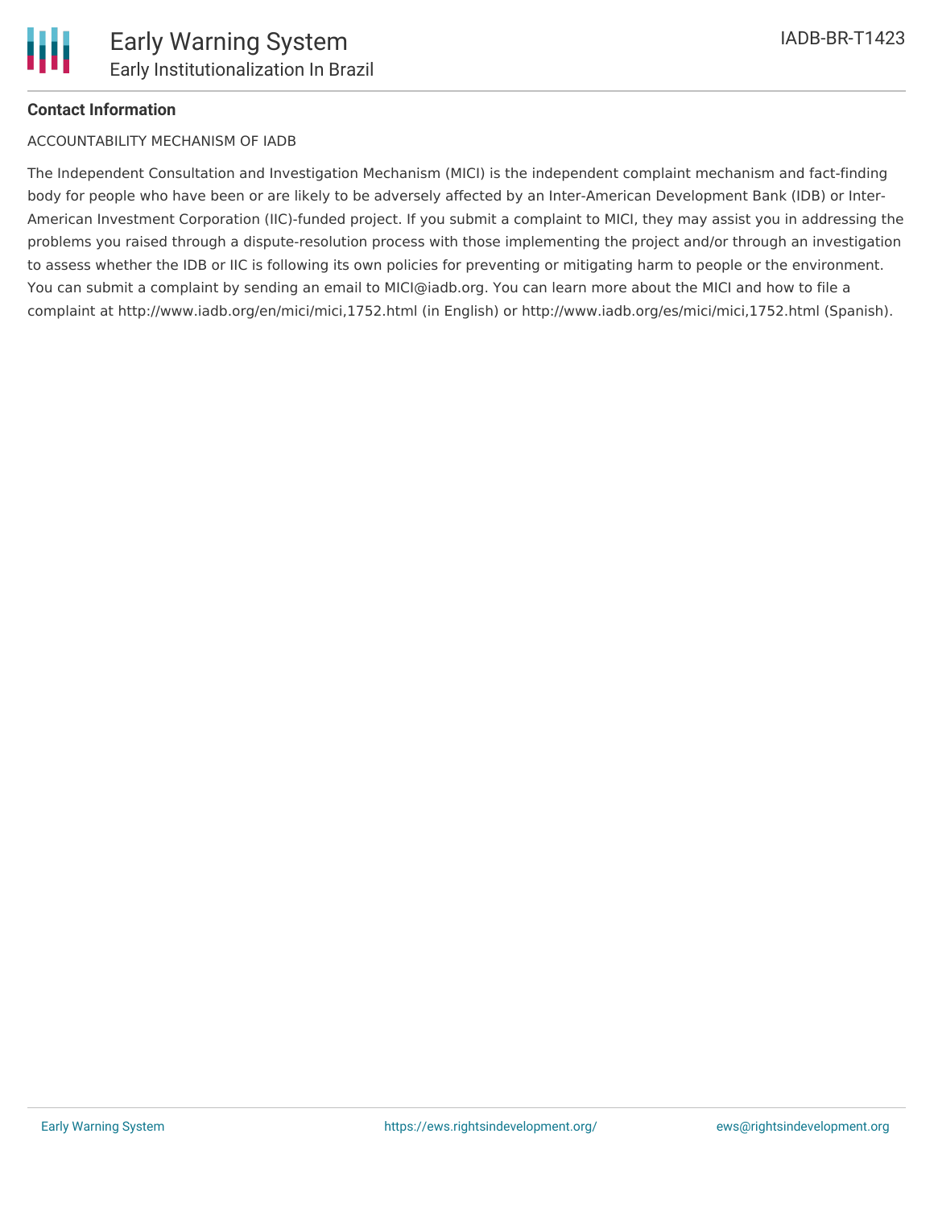**Contact Information**

ACCOUNTABILITY MECHANISM OF IADB

The Independent Consultation and Investigation Mechanism (MICI) is the independent complaint mechanism and fact-finding body for people who have been or are likely to be adversely affected by an Inter-American Development Bank (IDB) or Inter-American Investment Corporation (IIC)-funded project. If you submit a complaint to MICI, they may assist you in addressing the problems you raised through a dispute-resolution process with those implementing the project and/or through an investigation to assess whether the IDB or IIC is following its own policies for preventing or mitigating harm to people or the environment. You can submit a complaint by sending an email to MICI@iadb.org. You can learn more about the MICI and how to file a complaint at http://www.iadb.org/en/mici/mici,1752.html (in English) or http://www.iadb.org/es/mici/mici,1752.html (Spanish).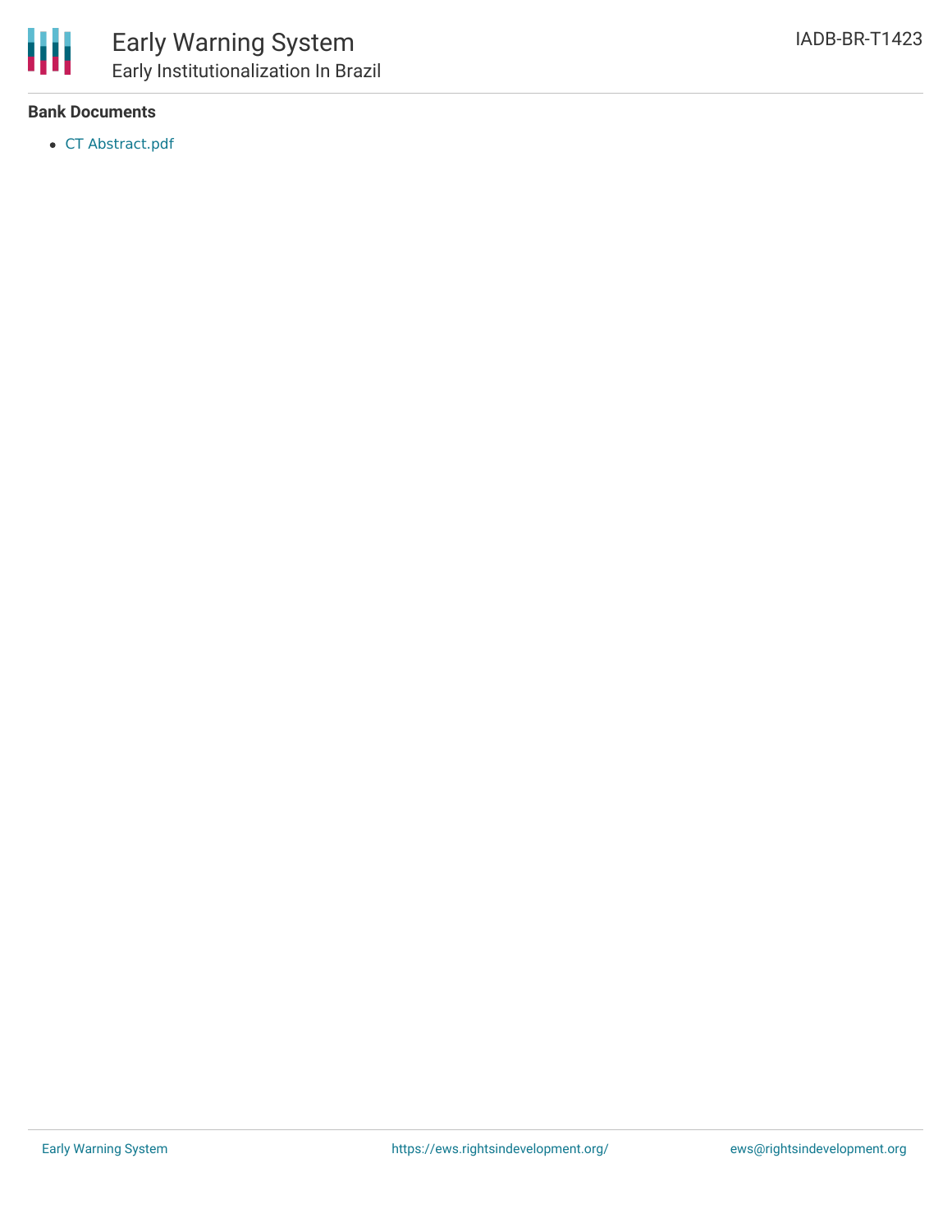## Bank Documents

- CT Abstract.pdf